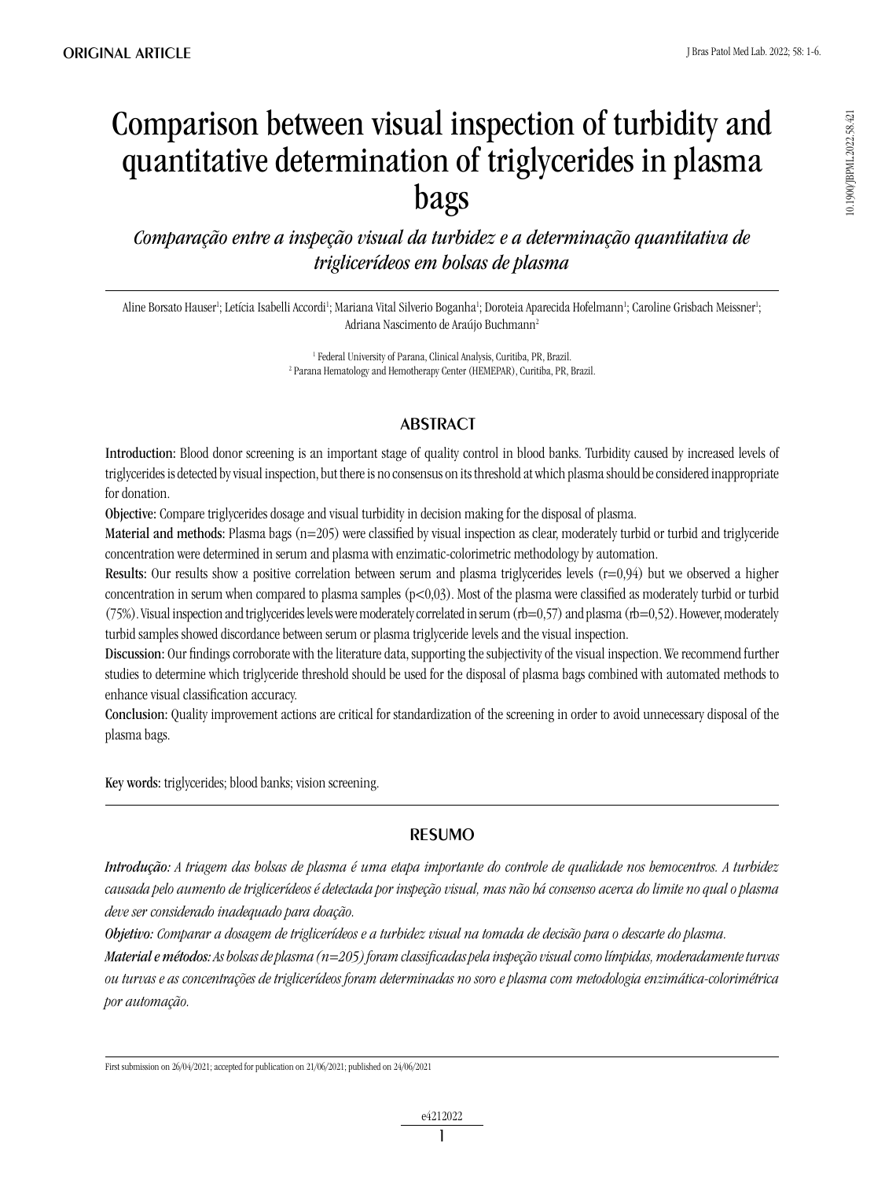ORIGINAL ARTICLE

# Comparison between visual inspection of turbidity and quantitative determination of triglycerides in plasma bags

*Comparação entre a inspeção visual da turbidez e a determinação quantitativa de triglicerídeos em bolsas de plasma*

Aline Borsato Hauser[1]; Letícia Isabelli Accordi[1]; Mariana Vital Silverio Boganha[1]; Doroteia Aparecida Hofelmann[1]; Caroline Grisbach Meissner[1]; Adriana Nascimento de Araújo Buchmann[2]

[1] Federal University of Parana, Clinical Analysis, Curitiba, PR, Brazil.
[2] Parana Hematology and Hemotherapy Center (HEMEPAR), Curitiba, PR, Brazil.

## ABSTRACT

**Introduction:** Blood donor screening is an important stage of quality control in blood banks. Turbidity caused by increased levels of triglycerides is detected by visual inspection, but there is no consensus on its threshold at which plasma should be considered inappropriate for donation.

**Objective:** Compare triglycerides dosage and visual turbidity in decision making for the disposal of plasma.

**Material and methods:** Plasma bags (n=205) were classified by visual inspection as clear, moderately turbid or turbid and triglyceride concentration were determined in serum and plasma with enzimatic-colorimetric methodology by automation.

**Results:** Our results show a positive correlation between serum and plasma triglycerides levels (r=0,94) but we observed a higher concentration in serum when compared to plasma samples (p<0,03). Most of the plasma were classified as moderately turbid or turbid (75%). Visual inspection and triglycerides levels were moderately correlated in serum (rb=0,57) and plasma (rb=0,52). However, moderately turbid samples showed discordance between serum or plasma triglyceride levels and the visual inspection.

**Discussion:** Our findings corroborate with the literature data, supporting the subjectivity of the visual inspection. We recommend further studies to determine which triglyceride threshold should be used for the disposal of plasma bags combined with automated methods to enhance visual classification accuracy.

**Conclusion:** Quality improvement actions are critical for standardization of the screening in order to avoid unnecessary disposal of the plasma bags.

**Key words:** triglycerides; blood banks; vision screening.

## RESUMO

***Introdução:*** *A triagem das bolsas de plasma é uma etapa importante do controle de qualidade nos hemocentros. A turbidez causada pelo aumento de triglicerídeos é detectada por inspeção visual, mas não há consenso acerca do limite no qual o plasma deve ser considerado inadequado para doação.*

***Objetivo:*** *Comparar a dosagem de triglicerídeos e a turbidez visual na tomada de decisão para o descarte do plasma.*

***Material e métodos:*** *As bolsas de plasma (n=205) foram classificadas pela inspeção visual como límpidas, moderadamente turvas ou turvas e as concentrações de triglicerídeos foram determinadas no soro e plasma com metodologia enzimática-colorimétrica por automação.*

First submission on 26/04/2021; accepted for publication on 21/06/2021; published on 24/06/2021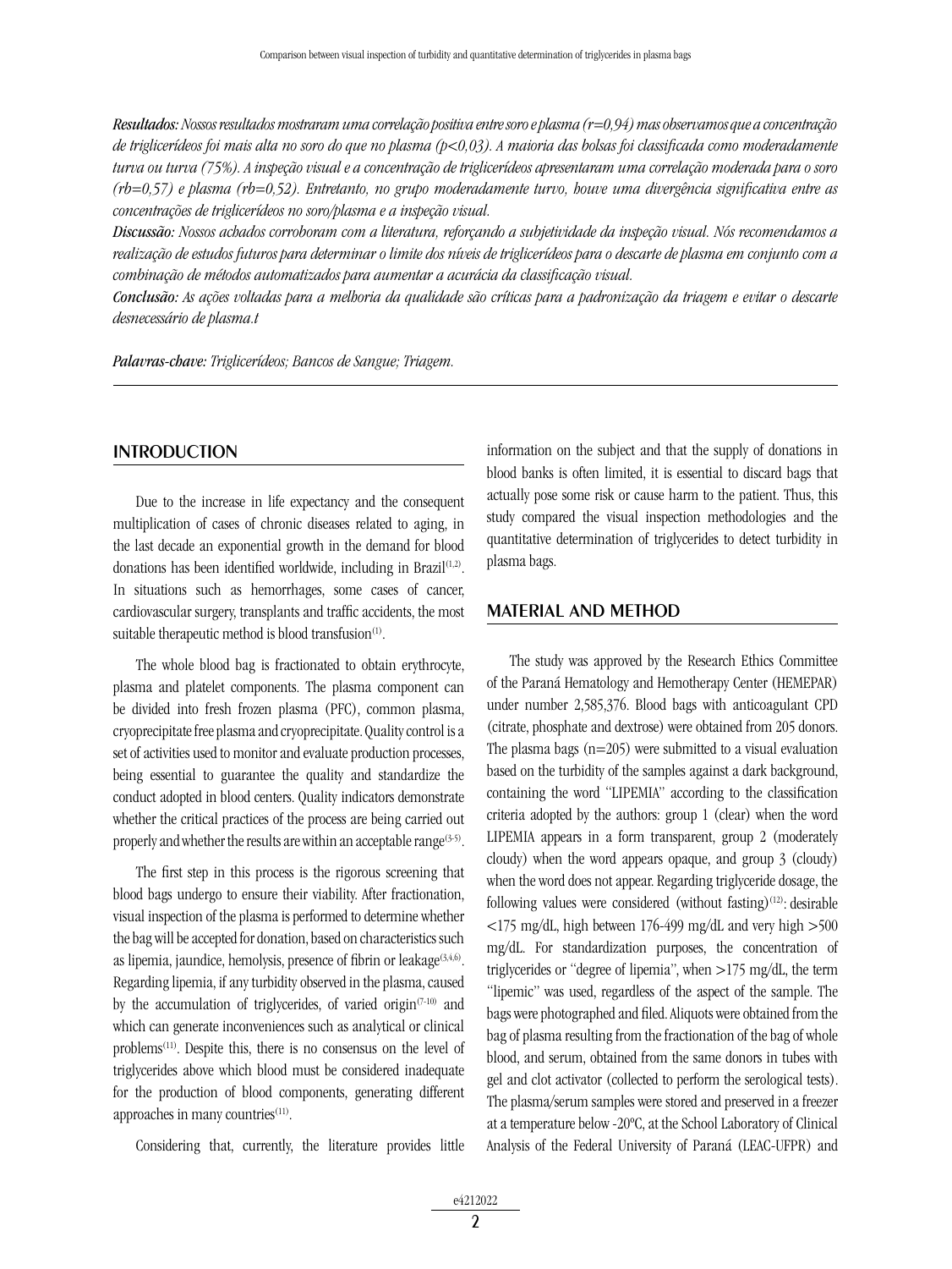***Resultados:*** *Nossos resultados mostraram uma correlação positiva entre soro e plasma (r=0,94) mas observamos que a concentração de triglicerídeos foi mais alta no soro do que no plasma (p<0,03). A maioria das bolsas foi classificada como moderadamente turva ou turva (75%). A inspeção visual e a concentração de triglicerídeos apresentaram uma correlação moderada para o soro (rb=0,57) e plasma (rb=0,52). Entretanto, no grupo moderadamente turvo, houve uma divergência significativa entre as concentrações de triglicerídeos no soro/plasma e a inspeção visual.*

***Discussão:*** *Nossos achados corroboram com a literatura, reforçando a subjetividade da inspeção visual. Nós recomendamos a realização de estudos futuros para determinar o limite dos níveis de triglicerídeos para o descarte de plasma em conjunto com a combinação de métodos automatizados para aumentar a acurácia da classificação visual.*

***Conclusão:*** *As ações voltadas para a melhoria da qualidade são críticas para a padronização da triagem e evitar o descarte desnecessário de plasma.t*

***Palavras-chave:*** *Triglicerídeos; Bancos de Sangue; Triagem.*

## INTRODUCTION

Due to the increase in life expectancy and the consequent multiplication of cases of chronic diseases related to aging, in the last decade an exponential growth in the demand for blood donations has been identified worldwide, including in Brazil[1,2]. In situations such as hemorrhages, some cases of cancer, cardiovascular surgery, transplants and traffic accidents, the most suitable therapeutic method is blood transfusion[1].

The whole blood bag is fractionated to obtain erythrocyte, plasma and platelet components. The plasma component can be divided into fresh frozen plasma (PFC), common plasma, cryoprecipitate free plasma and cryoprecipitate. Quality control is a set of activities used to monitor and evaluate production processes, being essential to guarantee the quality and standardize the conduct adopted in blood centers. Quality indicators demonstrate whether the critical practices of the process are being carried out properly and whether the results are within an acceptable range[3-5].

The first step in this process is the rigorous screening that blood bags undergo to ensure their viability. After fractionation, visual inspection of the plasma is performed to determine whether the bag will be accepted for donation, based on characteristics such as lipemia, jaundice, hemolysis, presence of fibrin or leakage[3,4,6]. Regarding lipemia, if any turbidity observed in the plasma, caused by the accumulation of triglycerides, of varied origin[7-10] and which can generate inconveniences such as analytical or clinical problems[11]. Despite this, there is no consensus on the level of triglycerides above which blood must be considered inadequate for the production of blood components, generating different approaches in many countries[11].

Considering that, currently, the literature provides little information on the subject and that the supply of donations in blood banks is often limited, it is essential to discard bags that actually pose some risk or cause harm to the patient. Thus, this study compared the visual inspection methodologies and the quantitative determination of triglycerides to detect turbidity in plasma bags.

## MATERIAL AND METHOD

The study was approved by the Research Ethics Committee of the Paraná Hematology and Hemotherapy Center (HEMEPAR) under number 2,585,376. Blood bags with anticoagulant CPD (citrate, phosphate and dextrose) were obtained from 205 donors. The plasma bags (n=205) were submitted to a visual evaluation based on the turbidity of the samples against a dark background, containing the word "LIPEMIA" according to the classification criteria adopted by the authors: group 1 (clear) when the word LIPEMIA appears in a form transparent, group 2 (moderately cloudy) when the word appears opaque, and group 3 (cloudy) when the word does not appear. Regarding triglyceride dosage, the following values were considered (without fasting)[12]: desirable <175 mg/dL, high between 176-499 mg/dL and very high >500 mg/dL. For standardization purposes, the concentration of triglycerides or "degree of lipemia", when >175 mg/dL, the term "lipemic" was used, regardless of the aspect of the sample. The bags were photographed and filed. Aliquots were obtained from the bag of plasma resulting from the fractionation of the bag of whole blood, and serum, obtained from the same donors in tubes with gel and clot activator (collected to perform the serological tests). The plasma/serum samples were stored and preserved in a freezer at a temperature below -20°C, at the School Laboratory of Clinical Analysis of the Federal University of Paraná (LEAC-UFPR) and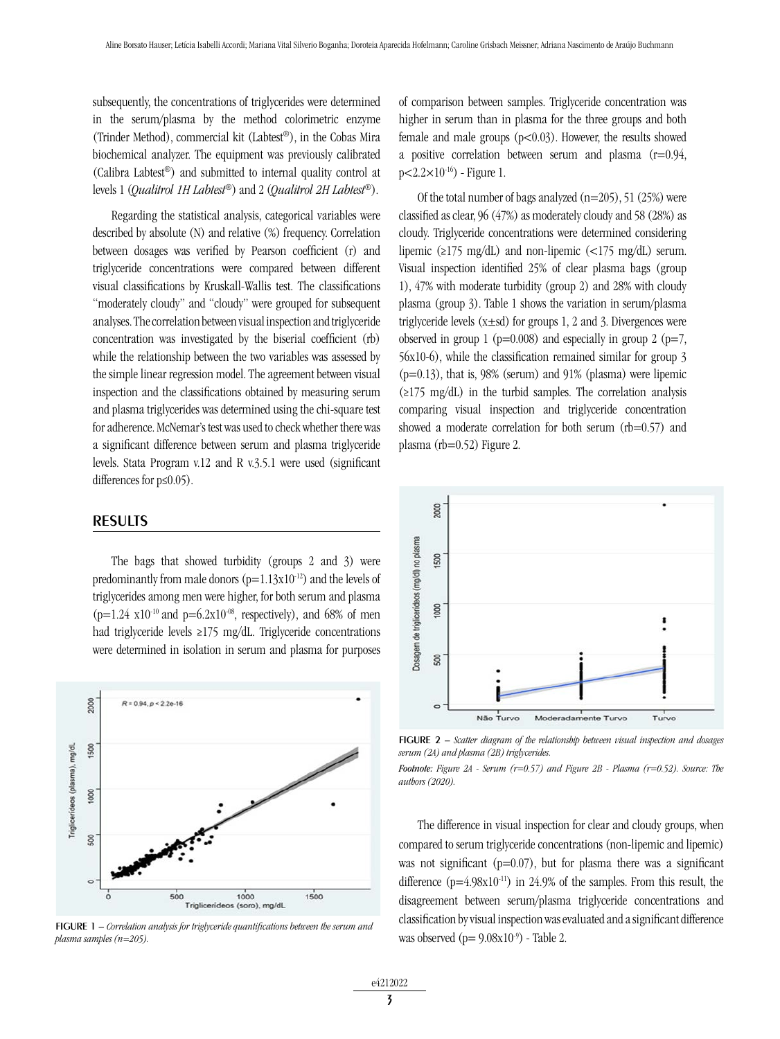subsequently, the concentrations of triglycerides were determined in the serum/plasma by the method colorimetric enzyme (Trinder Method), commercial kit (Labtest®), in the Cobas Mira biochemical analyzer. The equipment was previously calibrated (Calibra Labtest®) and submitted to internal quality control at levels 1 (*Qualitrol 1H Labtest®*) and 2 (*Qualitrol 2H Labtest®*).

Regarding the statistical analysis, categorical variables were described by absolute (N) and relative (%) frequency. Correlation between dosages was verified by Pearson coefficient (r) and triglyceride concentrations were compared between different visual classifications by Kruskall-Wallis test. The classifications "moderately cloudy" and "cloudy" were grouped for subsequent analyses. The correlation between visual inspection and triglyceride concentration was investigated by the biserial coefficient (rb) while the relationship between the two variables was assessed by the simple linear regression model. The agreement between visual inspection and the classifications obtained by measuring serum and plasma triglycerides was determined using the chi-square test for adherence. McNemar's test was used to check whether there was a significant difference between serum and plasma triglyceride levels. Stata Program v.12 and R v.3.5.1 were used (significant differences for $p \leq 0.05$).

## RESULTS

The bags that showed turbidity (groups 2 and 3) were predominantly from male donors ($p=1.13 \times 10^{-12}$) and the levels of triglycerides among men were higher, for both serum and plasma ($p=1.24 \times 10^{-10}$ and $p=6.2 \times 10^{-08}$, respectively), and 68% of men had triglyceride levels ≥175 mg/dL. Triglyceride concentrations were determined in isolation in serum and plasma for purposes of comparison between samples. Triglyceride concentration was higher in serum than in plasma for the three groups and both female and male groups ($p<0.03$). However, the results showed a positive correlation between serum and plasma ($r=0.94$, $p<2.2 \times 10^{-16}$) - Figure 1.

FIGURE 1 – *Correlation analysis for triglyceride quantifications between the serum and plasma samples (n=205).*

Of the total number of bags analyzed (n=205), 51 (25%) were classified as clear, 96 (47%) as moderately cloudy and 58 (28%) as cloudy. Triglyceride concentrations were determined considering lipemic (≥175 mg/dL) and non-lipemic (<175 mg/dL) serum. Visual inspection identified 25% of clear plasma bags (group 1), 47% with moderate turbidity (group 2) and 28% with cloudy plasma (group 3). Table 1 shows the variation in serum/plasma triglyceride levels (x±sd) for groups 1, 2 and 3. Divergences were observed in group 1 ($p=0.008$) and especially in group 2 ($p=7,56 \times 10^{-6}$), while the classification remained similar for group 3 ($p=0.13$), that is, 98% (serum) and 91% (plasma) were lipemic (≥175 mg/dL) in the turbid samples. The correlation analysis comparing visual inspection and triglyceride concentration showed a moderate correlation for both serum (rb=0.57) and plasma (rb=0.52) Figure 2.

FIGURE 2 – *Scatter diagram of the relationship between visual inspection and dosages serum (2A) and plasma (2B) triglycerides.*

***Footnote:*** *Figure 2A - Serum (r=0.57) and Figure 2B - Plasma (r=0.52). Source: The authors (2020).*

The difference in visual inspection for clear and cloudy groups, when compared to serum triglyceride concentrations (non-lipemic and lipemic) was not significant ($p=0.07$), but for plasma there was a significant difference ($p=4.98 \times 10^{-11}$) in 24.9% of the samples. From this result, the disagreement between serum/plasma triglyceride concentrations and classification by visual inspection was evaluated and a significant difference was observed ($p= 9.08 \times 10^{-9}$) - Table 2.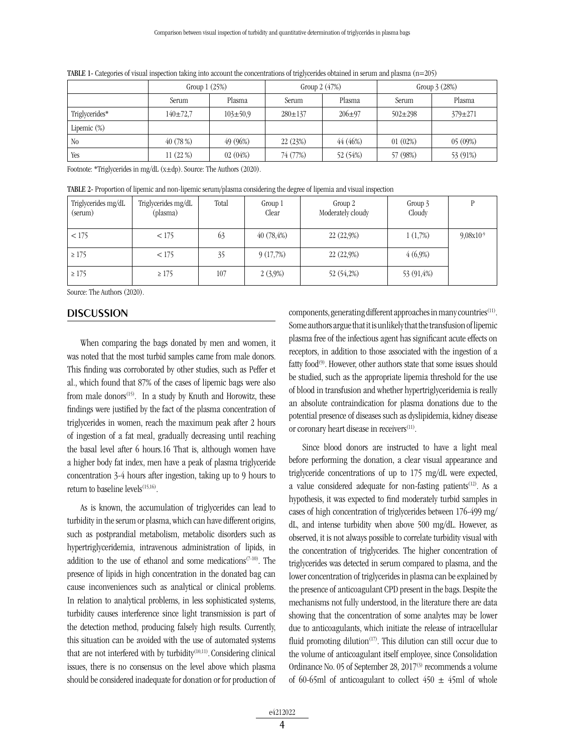TABLE 1- Categories of visual inspection taking into account the concentrations of triglycerides obtained in serum and plasma (n=205)

| | Group 1 (25%) | | Group 2 (47%) | | Group 3 (28%) | |
|---|---|---|---|---|---|---|
| | Serum | Plasma | Serum | Plasma | Serum | Plasma |
| Triglycerides* | 140±72,7 | 103±50,9 | 280±137 | 206±97 | 502±298 | 379±271 |
| Lipemic (%) | | | | | | |
| No | 40 (78 %) | 49 (96%) | 22 (23%) | 44 (46%) | 01 (02%) | 05 (09%) |
| Yes | 11 (22 %) | 02 (04%) | 74 (77%) | 52 (54%) | 57 (98%) | 53 (91%) |

Footnote: *Triglycerides in mg/dL (x±dp). Source: The Authors (2020).

TABLE 2- Proportion of lipemic and non-lipemic serum/plasma considering the degree of lipemia and visual inspection

| Triglycerides mg/dL (serum) | Triglycerides mg/dL (plasma) | Total | Group 1 Clear | Group 2 Moderately cloudy | Group 3 Cloudy | P |
|---|---|---|---|---|---|---|
| < 175 | < 175 | 63 | 40 (78,4%) | 22 (22,9%) | 1 (1,7%) | $9{,}08 \times 10^{-9}$ |
| ≥ 175 | < 175 | 35 | 9 (17,7%) | 22 (22,9%) | 4 (6,9%) | |
| ≥ 175 | ≥ 175 | 107 | 2 (3,9%) | 52 (54,2%) | 53 (91,4%) | |

Source: The Authors (2020).

## DISCUSSION

When comparing the bags donated by men and women, it was noted that the most turbid samples came from male donors. This finding was corroborated by other studies, such as Peffer et al., which found that 87% of the cases of lipemic bags were also from male donors[15]. In a study by Knuth and Horowitz, these findings were justified by the fact of the plasma concentration of triglycerides in women, reach the maximum peak after 2 hours of ingestion of a fat meal, gradually decreasing until reaching the basal level after 6 hours.16 That is, although women have a higher body fat index, men have a peak of plasma triglyceride concentration 3-4 hours after ingestion, taking up to 9 hours to return to baseline levels[15,16].

As is known, the accumulation of triglycerides can lead to turbidity in the serum or plasma, which can have different origins, such as postprandial metabolism, metabolic disorders such as hypertriglyceridemia, intravenous administration of lipids, in addition to the use of ethanol and some medications[7-10]. The presence of lipids in high concentration in the donated bag can cause inconveniences such as analytical or clinical problems. In relation to analytical problems, in less sophisticated systems, turbidity causes interference since light transmission is part of the detection method, producing falsely high results. Currently, this situation can be avoided with the use of automated systems that are not interfered with by turbidity[10,11]. Considering clinical issues, there is no consensus on the level above which plasma should be considered inadequate for donation or for production of components, generating different approaches in many countries[11]. Some authors argue that it is unlikely that the transfusion of lipemic plasma free of the infectious agent has significant acute effects on receptors, in addition to those associated with the ingestion of a fatty food[9]. However, other authors state that some issues should be studied, such as the appropriate lipemia threshold for the use of blood in transfusion and whether hypertriglyceridemia is really an absolute contraindication for plasma donations due to the potential presence of diseases such as dyslipidemia, kidney disease or coronary heart disease in receivers[11].

Since blood donors are instructed to have a light meal before performing the donation, a clear visual appearance and triglyceride concentrations of up to 175 mg/dL were expected, a value considered adequate for non-fasting patients[12]. As a hypothesis, it was expected to find moderately turbid samples in cases of high concentration of triglycerides between 176-499 mg/dL, and intense turbidity when above 500 mg/dL. However, as observed, it is not always possible to correlate turbidity visual with the concentration of triglycerides. The higher concentration of triglycerides was detected in serum compared to plasma, and the lower concentration of triglycerides in plasma can be explained by the presence of anticoagulant CPD present in the bags. Despite the mechanisms not fully understood, in the literature there are data showing that the concentration of some analytes may be lower due to anticoagulants, which initiate the release of intracellular fluid promoting dilution[17]. This dilution can still occur due to the volume of anticoagulant itself employee, since Consolidation Ordinance No. 05 of September 28, 2017[3] recommends a volume of 60-65ml of anticoagulant to collect 450 ± 45ml of whole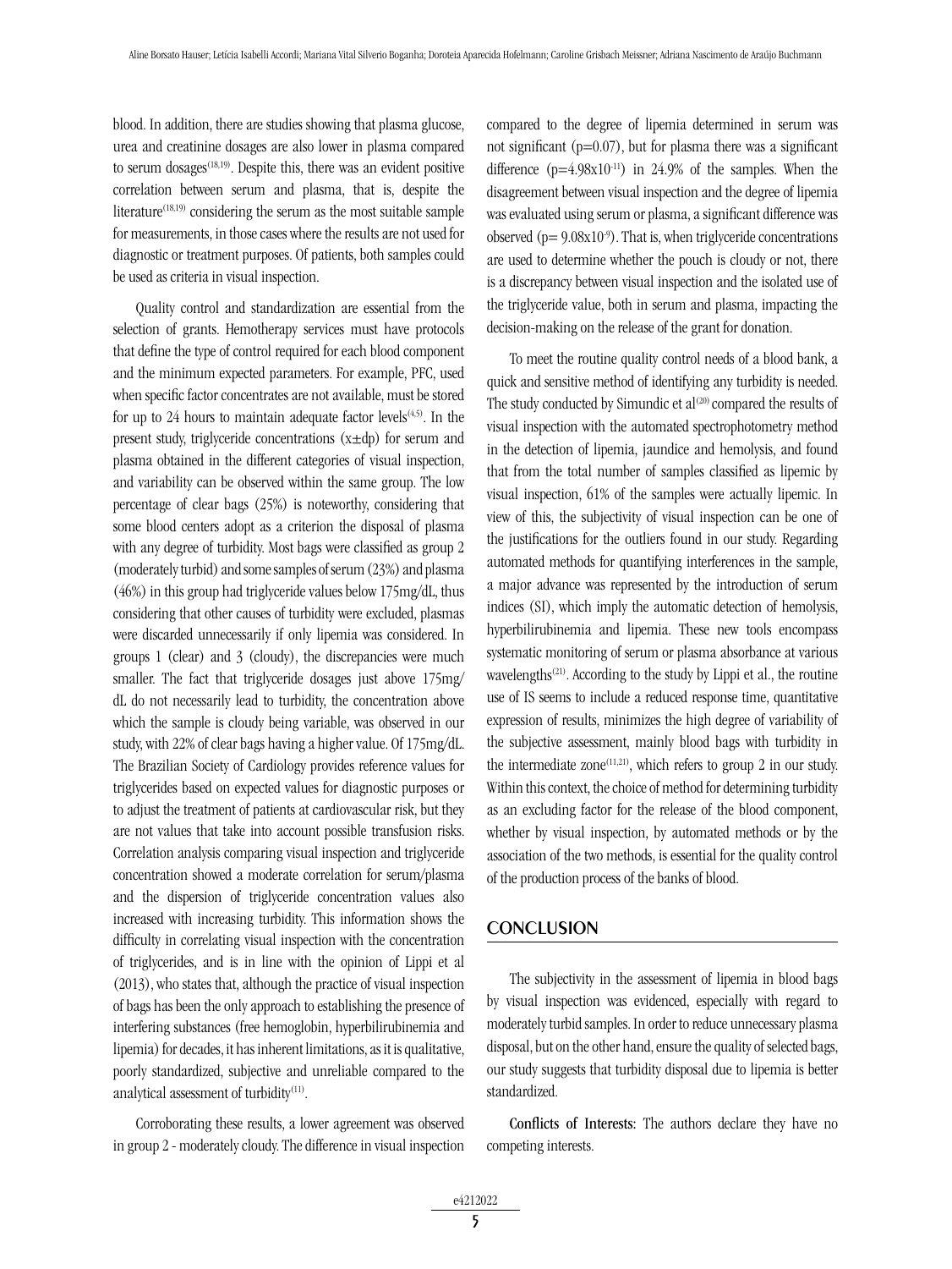blood. In addition, there are studies showing that plasma glucose, urea and creatinine dosages are also lower in plasma compared to serum dosages[18,19]. Despite this, there was an evident positive correlation between serum and plasma, that is, despite the literature[18,19] considering the serum as the most suitable sample for measurements, in those cases where the results are not used for diagnostic or treatment purposes. Of patients, both samples could be used as criteria in visual inspection.

Quality control and standardization are essential from the selection of grants. Hemotherapy services must have protocols that define the type of control required for each blood component and the minimum expected parameters. For example, PFC, used when specific factor concentrates are not available, must be stored for up to 24 hours to maintain adequate factor levels[4,5]. In the present study, triglyceride concentrations (x±dp) for serum and plasma obtained in the different categories of visual inspection, and variability can be observed within the same group. The low percentage of clear bags (25%) is noteworthy, considering that some blood centers adopt as a criterion the disposal of plasma with any degree of turbidity. Most bags were classified as group 2 (moderately turbid) and some samples of serum (23%) and plasma (46%) in this group had triglyceride values below 175mg/dL, thus considering that other causes of turbidity were excluded, plasmas were discarded unnecessarily if only lipemia was considered. In groups 1 (clear) and 3 (cloudy), the discrepancies were much smaller. The fact that triglyceride dosages just above 175mg/dL do not necessarily lead to turbidity, the concentration above which the sample is cloudy being variable, was observed in our study, with 22% of clear bags having a higher value. Of 175mg/dL. The Brazilian Society of Cardiology provides reference values for triglycerides based on expected values for diagnostic purposes or to adjust the treatment of patients at cardiovascular risk, but they are not values that take into account possible transfusion risks. Correlation analysis comparing visual inspection and triglyceride concentration showed a moderate correlation for serum/plasma and the dispersion of triglyceride concentration values also increased with increasing turbidity. This information shows the difficulty in correlating visual inspection with the concentration of triglycerides, and is in line with the opinion of Lippi et al (2013), who states that, although the practice of visual inspection of bags has been the only approach to establishing the presence of interfering substances (free hemoglobin, hyperbilirubinemia and lipemia) for decades, it has inherent limitations, as it is qualitative, poorly standardized, subjective and unreliable compared to the analytical assessment of turbidity[11].

Corroborating these results, a lower agreement was observed in group 2 - moderately cloudy. The difference in visual inspection compared to the degree of lipemia determined in serum was not significant ($p=0.07$), but for plasma there was a significant difference ($p=4.98\times10^{-11}$) in 24.9% of the samples. When the disagreement between visual inspection and the degree of lipemia was evaluated using serum or plasma, a significant difference was observed ($p= 9.08\times10^{-9}$). That is, when triglyceride concentrations are used to determine whether the pouch is cloudy or not, there is a discrepancy between visual inspection and the isolated use of the triglyceride value, both in serum and plasma, impacting the decision-making on the release of the grant for donation.

To meet the routine quality control needs of a blood bank, a quick and sensitive method of identifying any turbidity is needed. The study conducted by Simundic et al[20] compared the results of visual inspection with the automated spectrophotometry method in the detection of lipemia, jaundice and hemolysis, and found that from the total number of samples classified as lipemic by visual inspection, 61% of the samples were actually lipemic. In view of this, the subjectivity of visual inspection can be one of the justifications for the outliers found in our study. Regarding automated methods for quantifying interferences in the sample, a major advance was represented by the introduction of serum indices (SI), which imply the automatic detection of hemolysis, hyperbilirubinemia and lipemia. These new tools encompass systematic monitoring of serum or plasma absorbance at various wavelengths[21]. According to the study by Lippi et al., the routine use of IS seems to include a reduced response time, quantitative expression of results, minimizes the high degree of variability of the subjective assessment, mainly blood bags with turbidity in the intermediate zone[11,21], which refers to group 2 in our study. Within this context, the choice of method for determining turbidity as an excluding factor for the release of the blood component, whether by visual inspection, by automated methods or by the association of the two methods, is essential for the quality control of the production process of the banks of blood.

## CONCLUSION

The subjectivity in the assessment of lipemia in blood bags by visual inspection was evidenced, especially with regard to moderately turbid samples. In order to reduce unnecessary plasma disposal, but on the other hand, ensure the quality of selected bags, our study suggests that turbidity disposal due to lipemia is better standardized.

**Conflicts of Interests:** The authors declare they have no competing interests.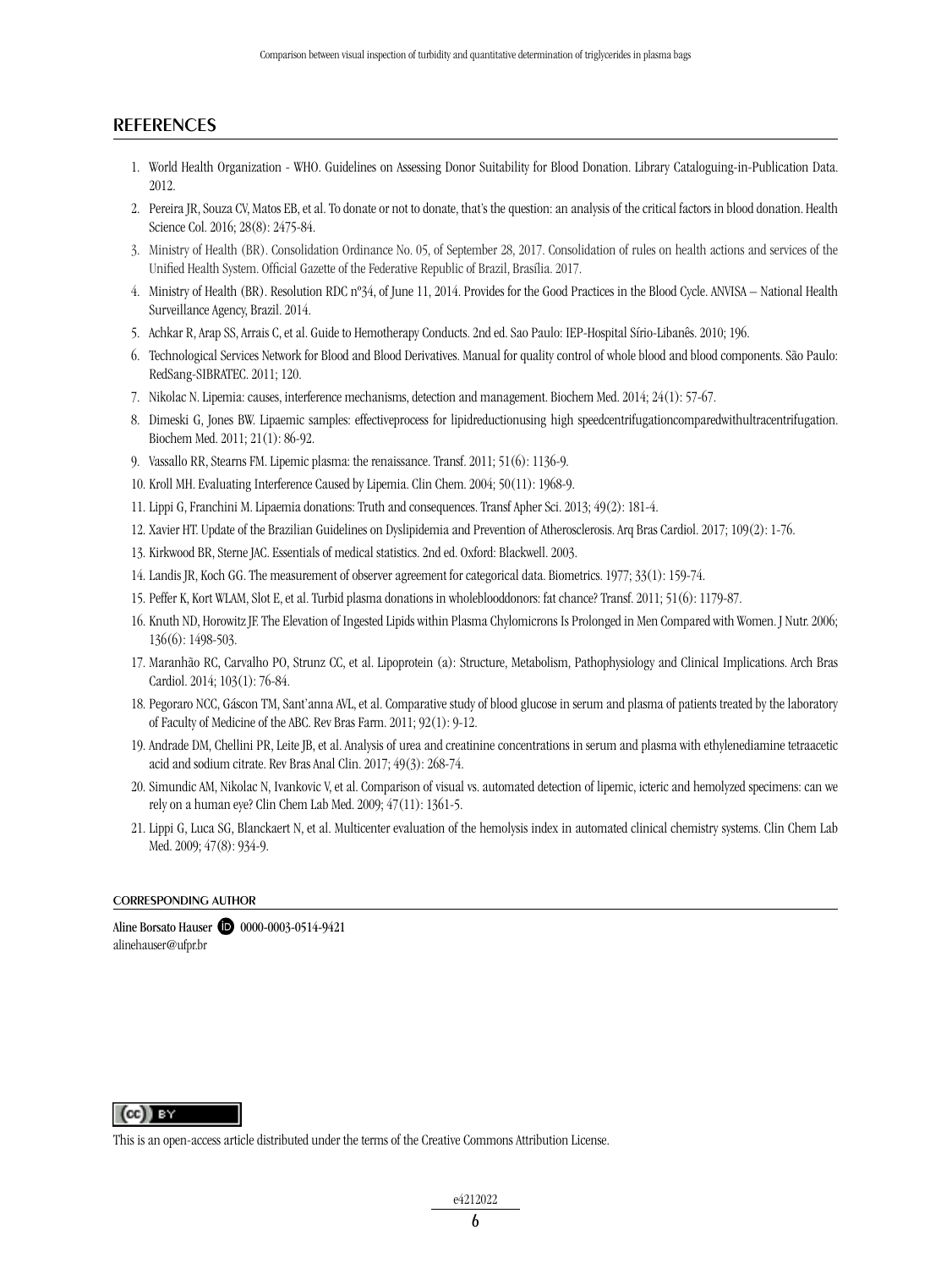## REFERENCES

1. World Health Organization - WHO. Guidelines on Assessing Donor Suitability for Blood Donation. Library Cataloguing-in-Publication Data. 2012.
2. Pereira JR, Souza CV, Matos EB, et al. To donate or not to donate, that's the question: an analysis of the critical factors in blood donation. Health Science Col. 2016; 28(8): 2475-84.
3. Ministry of Health (BR). Consolidation Ordinance No. 05, of September 28, 2017. Consolidation of rules on health actions and services of the Unified Health System. Official Gazette of the Federative Republic of Brazil, Brasília. 2017.
4. Ministry of Health (BR). Resolution RDC nº34, of June 11, 2014. Provides for the Good Practices in the Blood Cycle. ANVISA – National Health Surveillance Agency, Brazil. 2014.
5. Achkar R, Arap SS, Arrais C, et al. Guide to Hemotherapy Conducts. 2nd ed. Sao Paulo: IEP-Hospital Sírio-Libanês. 2010; 196.
6. Technological Services Network for Blood and Blood Derivatives. Manual for quality control of whole blood and blood components. São Paulo: RedSang-SIBRATEC. 2011; 120.
7. Nikolac N. Lipemia: causes, interference mechanisms, detection and management. Biochem Med. 2014; 24(1): 57-67.
8. Dimeski G, Jones BW. Lipaemic samples: effectiveprocess for lipidreductionusing high speedcentrifugationcomparedwithultracentrifugation. Biochem Med. 2011; 21(1): 86-92.
9. Vassallo RR, Stearns FM. Lipemic plasma: the renaissance. Transf. 2011; 51(6): 1136-9.
10. Kroll MH. Evaluating Interference Caused by Lipemia. Clin Chem. 2004; 50(11): 1968-9.
11. Lippi G, Franchini M. Lipaemia donations: Truth and consequences. Transf Apher Sci. 2013; 49(2): 181-4.
12. Xavier HT. Update of the Brazilian Guidelines on Dyslipidemia and Prevention of Atherosclerosis. Arq Bras Cardiol. 2017; 109(2): 1-76.
13. Kirkwood BR, Sterne JAC. Essentials of medical statistics. 2nd ed. Oxford: Blackwell. 2003.
14. Landis JR, Koch GG. The measurement of observer agreement for categorical data. Biometrics. 1977; 33(1): 159-74.
15. Peffer K, Kort WLAM, Slot E, et al. Turbid plasma donations in wholeblooddonors: fat chance? Transf. 2011; 51(6): 1179-87.
16. Knuth ND, Horowitz JF. The Elevation of Ingested Lipids within Plasma Chylomicrons Is Prolonged in Men Compared with Women. J Nutr. 2006; 136(6): 1498-503.
17. Maranhão RC, Carvalho PO, Strunz CC, et al. Lipoprotein (a): Structure, Metabolism, Pathophysiology and Clinical Implications. Arch Bras Cardiol. 2014; 103(1): 76-84.
18. Pegoraro NCC, Gáscon TM, Sant'anna AVL, et al. Comparative study of blood glucose in serum and plasma of patients treated by the laboratory of Faculty of Medicine of the ABC. Rev Bras Farm. 2011; 92(1): 9-12.
19. Andrade DM, Chellini PR, Leite JB, et al. Analysis of urea and creatinine concentrations in serum and plasma with ethylenediamine tetraacetic acid and sodium citrate. Rev Bras Anal Clin. 2017; 49(3): 268-74.
20. Simundic AM, Nikolac N, Ivankovic V, et al. Comparison of visual vs. automated detection of lipemic, icteric and hemolyzed specimens: can we rely on a human eye? Clin Chem Lab Med. 2009; 47(11): 1361-5.
21. Lippi G, Luca SG, Blanckaert N, et al. Multicenter evaluation of the hemolysis index in automated clinical chemistry systems. Clin Chem Lab Med. 2009; 47(8): 934-9.

### CORRESPONDING AUTHOR

Aline Borsato Hauser 0000-0003-0514-9421
alinehauser@ufpr.br

This is an open-access article distributed under the terms of the Creative Commons Attribution License.